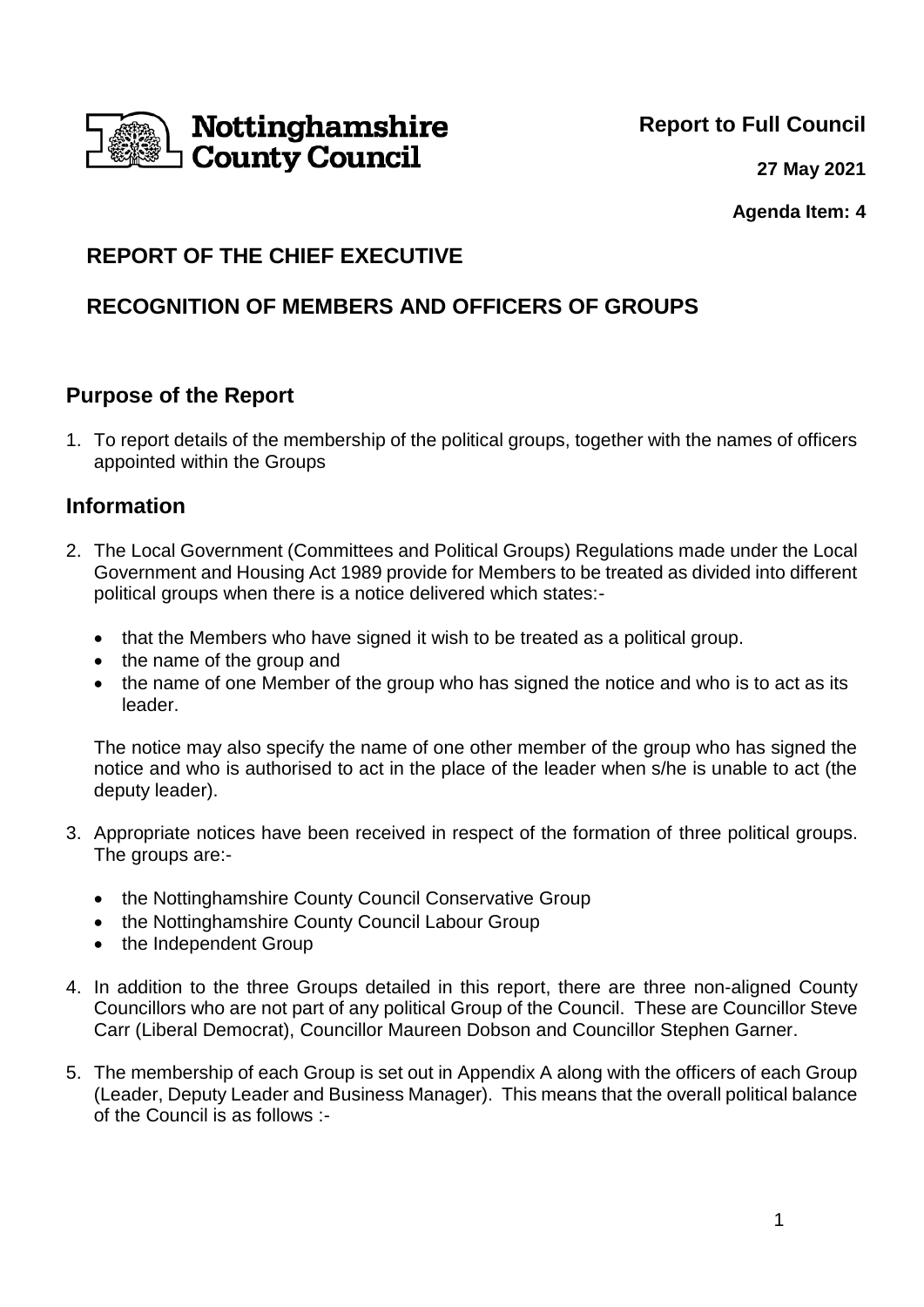Nottinghamshire County Council

**Report to Full Council**

**27 May 2021**

**Agenda Item: 4**

# REPORT OF THE CHIEF EXECUTIVE

# RECOGNITION OF MEMBERS AND OFFICERS OF GROUPS

## Purpose of the Report

1. To report details of the membership of the political groups, together with the names of officers appointed within the Groups

## Information

2. The Local Government (Committees and Political Groups) Regulations made under the Local Government and Housing Act 1989 provide for Members to be treated as divided into different political groups when there is a notice delivered which states:-

   - that the Members who have signed it wish to be treated as a political group.
   - the name of the group and
   - the name of one Member of the group who has signed the notice and who is to act as its leader.

   The notice may also specify the name of one other member of the group who has signed the notice and who is authorised to act in the place of the leader when s/he is unable to act (the deputy leader).

3. Appropriate notices have been received in respect of the formation of three political groups. The groups are:-

   - the Nottinghamshire County Council Conservative Group
   - the Nottinghamshire County Council Labour Group
   - the Independent Group

4. In addition to the three Groups detailed in this report, there are three non-aligned County Councillors who are not part of any political Group of the Council. These are Councillor Steve Carr (Liberal Democrat), Councillor Maureen Dobson and Councillor Stephen Garner.

5. The membership of each Group is set out in Appendix A along with the officers of each Group (Leader, Deputy Leader and Business Manager). This means that the overall political balance of the Council is as follows :-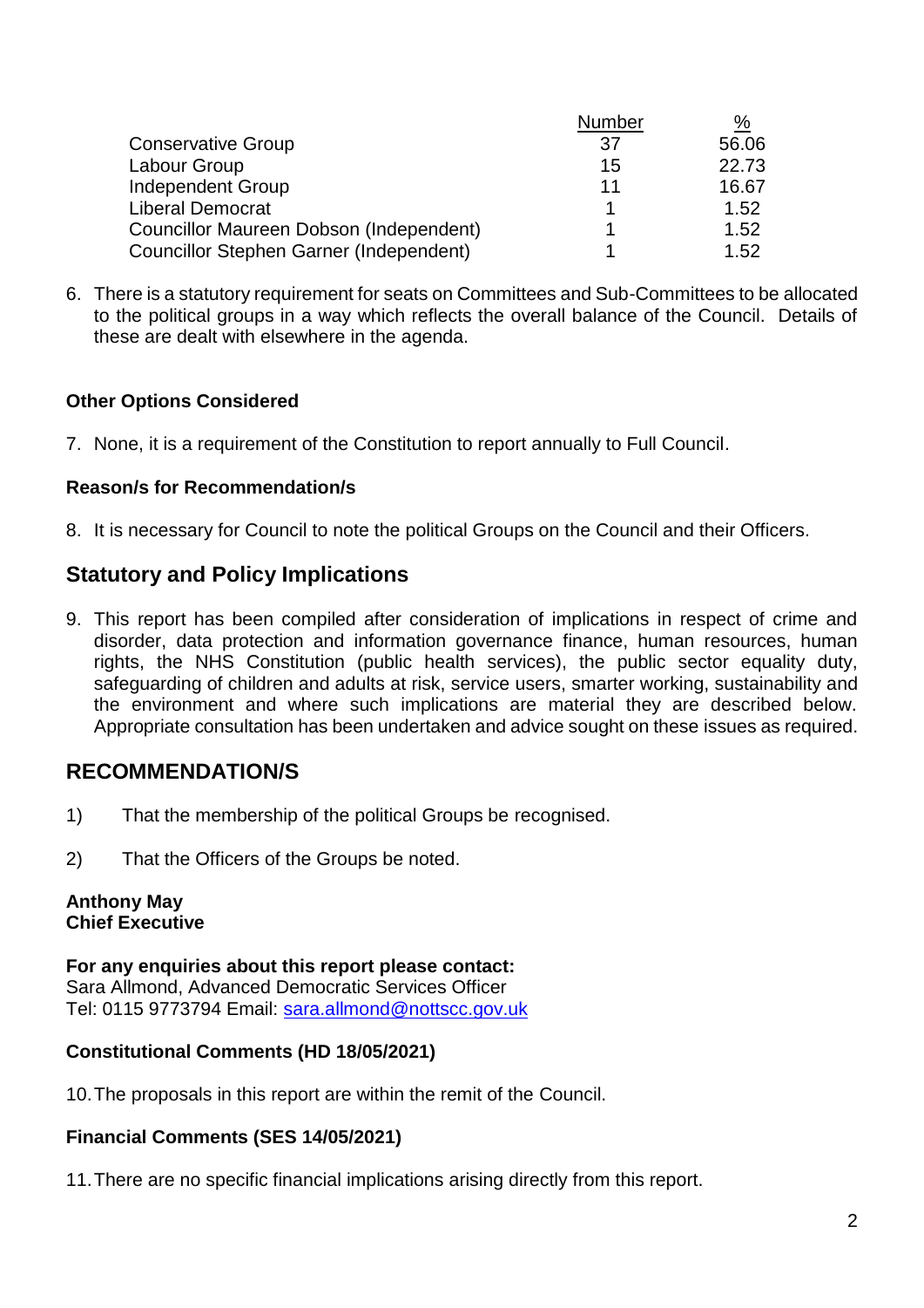|  | Number | % |
|---|---|---|
| Conservative Group | 37 | 56.06 |
| Labour Group | 15 | 22.73 |
| Independent Group | 11 | 16.67 |
| Liberal Democrat | 1 | 1.52 |
| Councillor Maureen Dobson (Independent) | 1 | 1.52 |
| Councillor Stephen Garner (Independent) | 1 | 1.52 |

6. There is a statutory requirement for seats on Committees and Sub-Committees to be allocated to the political groups in a way which reflects the overall balance of the Council. Details of these are dealt with elsewhere in the agenda.

**Other Options Considered**

7. None, it is a requirement of the Constitution to report annually to Full Council.

**Reason/s for Recommendation/s**

8. It is necessary for Council to note the political Groups on the Council and their Officers.

## Statutory and Policy Implications

9. This report has been compiled after consideration of implications in respect of crime and disorder, data protection and information governance finance, human resources, human rights, the NHS Constitution (public health services), the public sector equality duty, safeguarding of children and adults at risk, service users, smarter working, sustainability and the environment and where such implications are material they are described below. Appropriate consultation has been undertaken and advice sought on these issues as required.

## RECOMMENDATION/S

1) That the membership of the political Groups be recognised.

2) That the Officers of the Groups be noted.

**Anthony May**
**Chief Executive**

**For any enquiries about this report please contact:**
Sara Allmond, Advanced Democratic Services Officer
Tel: 0115 9773794 Email: sara.allmond@nottscc.gov.uk

**Constitutional Comments (HD 18/05/2021)**

10. The proposals in this report are within the remit of the Council.

**Financial Comments (SES 14/05/2021)**

11. There are no specific financial implications arising directly from this report.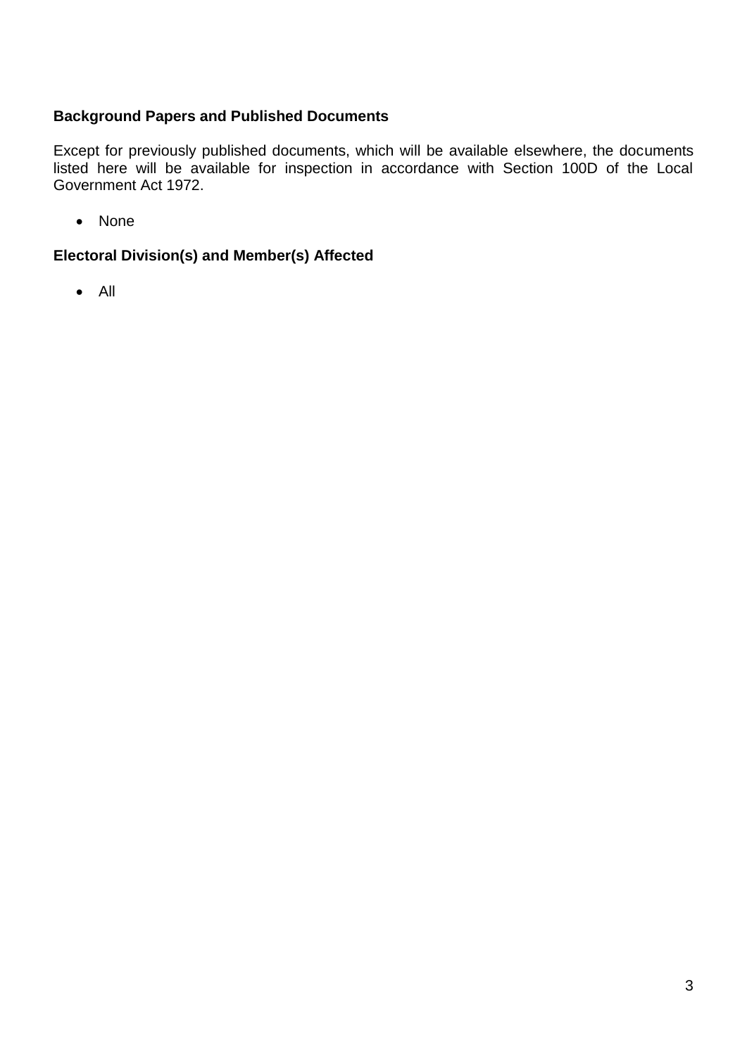### Background Papers and Published Documents

Except for previously published documents, which will be available elsewhere, the documents listed here will be available for inspection in accordance with Section 100D of the Local Government Act 1972.

- None

### Electoral Division(s) and Member(s) Affected

- All